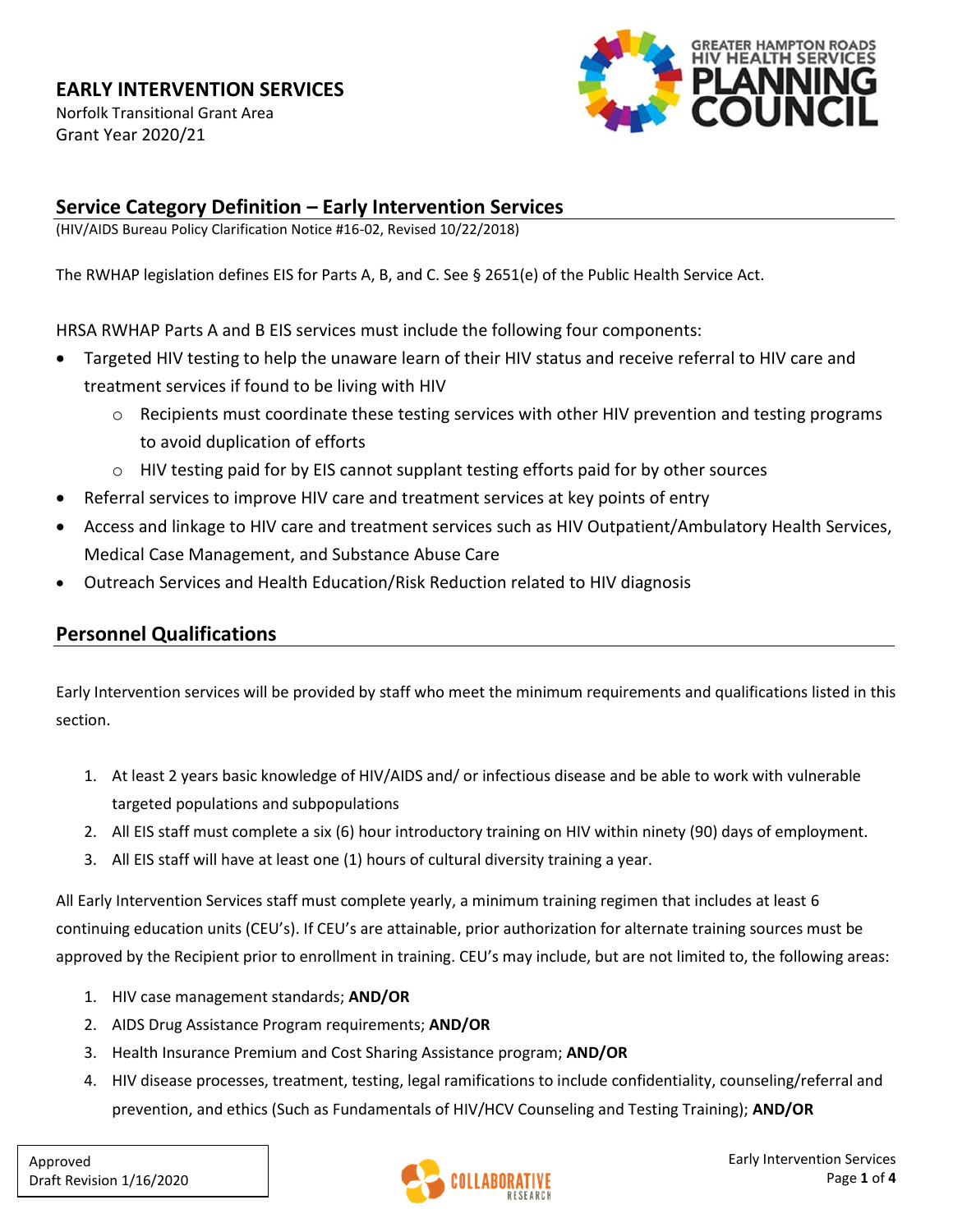# EARLY INTERVENTION SERVICES

Norfolk Transitional Grant Area
Grant Year 2020/21

## Service Category Definition – Early Intervention Services

(HIV/AIDS Bureau Policy Clarification Notice #16-02, Revised 10/22/2018)

The RWHAP legislation defines EIS for Parts A, B, and C. See § 2651(e) of the Public Health Service Act.

HRSA RWHAP Parts A and B EIS services must include the following four components:

- Targeted HIV testing to help the unaware learn of their HIV status and receive referral to HIV care and treatment services if found to be living with HIV
  - Recipients must coordinate these testing services with other HIV prevention and testing programs to avoid duplication of efforts
  - HIV testing paid for by EIS cannot supplant testing efforts paid for by other sources
- Referral services to improve HIV care and treatment services at key points of entry
- Access and linkage to HIV care and treatment services such as HIV Outpatient/Ambulatory Health Services, Medical Case Management, and Substance Abuse Care
- Outreach Services and Health Education/Risk Reduction related to HIV diagnosis

## Personnel Qualifications

Early Intervention services will be provided by staff who meet the minimum requirements and qualifications listed in this section.

1. At least 2 years basic knowledge of HIV/AIDS and/ or infectious disease and be able to work with vulnerable targeted populations and subpopulations
2. All EIS staff must complete a six (6) hour introductory training on HIV within ninety (90) days of employment.
3. All EIS staff will have at least one (1) hours of cultural diversity training a year.

All Early Intervention Services staff must complete yearly, a minimum training regimen that includes at least 6 continuing education units (CEU's). If CEU's are attainable, prior authorization for alternate training sources must be approved by the Recipient prior to enrollment in training. CEU's may include, but are not limited to, the following areas:

1. HIV case management standards; **AND/OR**
2. AIDS Drug Assistance Program requirements; **AND/OR**
3. Health Insurance Premium and Cost Sharing Assistance program; **AND/OR**
4. HIV disease processes, treatment, testing, legal ramifications to include confidentiality, counseling/referral and prevention, and ethics (Such as Fundamentals of HIV/HCV Counseling and Testing Training); **AND/OR**

Approved
Draft Revision 1/16/2020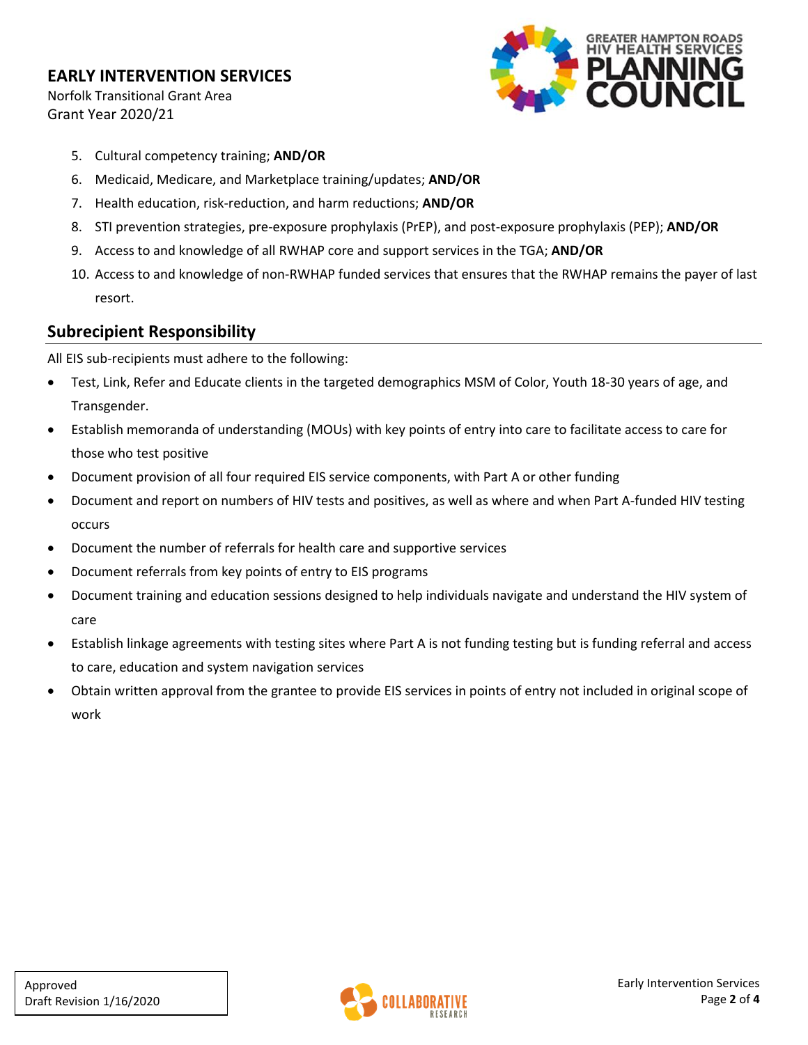5. Cultural competency training; **AND/OR**
6. Medicaid, Medicare, and Marketplace training/updates; **AND/OR**
7. Health education, risk-reduction, and harm reductions; **AND/OR**
8. STI prevention strategies, pre-exposure prophylaxis (PrEP), and post-exposure prophylaxis (PEP); **AND/OR**
9. Access to and knowledge of all RWHAP core and support services in the TGA; **AND/OR**
10. Access to and knowledge of non-RWHAP funded services that ensures that the RWHAP remains the payer of last resort.

## Subrecipient Responsibility

All EIS sub-recipients must adhere to the following:

- Test, Link, Refer and Educate clients in the targeted demographics MSM of Color, Youth 18-30 years of age, and Transgender.
- Establish memoranda of understanding (MOUs) with key points of entry into care to facilitate access to care for those who test positive
- Document provision of all four required EIS service components, with Part A or other funding
- Document and report on numbers of HIV tests and positives, as well as where and when Part A-funded HIV testing occurs
- Document the number of referrals for health care and supportive services
- Document referrals from key points of entry to EIS programs
- Document training and education sessions designed to help individuals navigate and understand the HIV system of care
- Establish linkage agreements with testing sites where Part A is not funding testing but is funding referral and access to care, education and system navigation services
- Obtain written approval from the grantee to provide EIS services in points of entry not included in original scope of work

Approved
Draft Revision 1/16/2020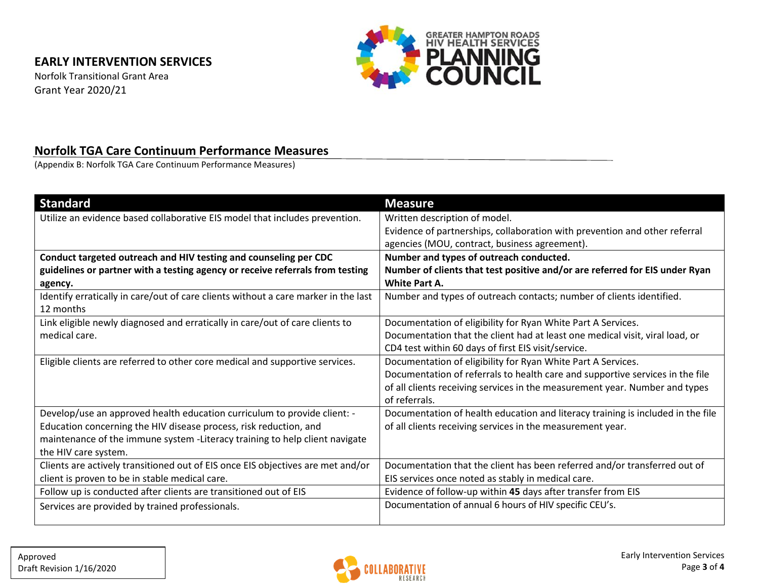**EARLY INTERVENTION SERVICES**
Norfolk Transitional Grant Area
Grant Year 2020/21

## Norfolk TGA Care Continuum Performance Measures

(Appendix B: Norfolk TGA Care Continuum Performance Measures)

| Standard | Measure |
|---|---|
| Utilize an evidence based collaborative EIS model that includes prevention. | Written description of model.<br>Evidence of partnerships, collaboration with prevention and other referral agencies (MOU, contract, business agreement). |
| **Conduct targeted outreach and HIV testing and counseling per CDC guidelines or partner with a testing agency or receive referrals from testing agency.** | **Number and types of outreach conducted.**<br>**Number of clients that test positive and/or are referred for EIS under Ryan White Part A.** |
| Identify erratically in care/out of care clients without a care marker in the last 12 months | Number and types of outreach contacts; number of clients identified. |
| Link eligible newly diagnosed and erratically in care/out of care clients to medical care. | Documentation of eligibility for Ryan White Part A Services.<br>Documentation that the client had at least one medical visit, viral load, or CD4 test within 60 days of first EIS visit/service. |
| Eligible clients are referred to other core medical and supportive services. | Documentation of eligibility for Ryan White Part A Services.<br>Documentation of referrals to health care and supportive services in the file of all clients receiving services in the measurement year. Number and types of referrals. |
| Develop/use an approved health education curriculum to provide client: -Education concerning the HIV disease process, risk reduction, and maintenance of the immune system -Literacy training to help client navigate the HIV care system. | Documentation of health education and literacy training is included in the file of all clients receiving services in the measurement year. |
| Clients are actively transitioned out of EIS once EIS objectives are met and/or client is proven to be in stable medical care. | Documentation that the client has been referred and/or transferred out of EIS services once noted as stably in medical care. |
| Follow up is conducted after clients are transitioned out of EIS | Evidence of follow-up within **45** days after transfer from EIS |
| Services are provided by trained professionals. | Documentation of annual 6 hours of HIV specific CEU's. |

Approved
Draft Revision 1/16/2020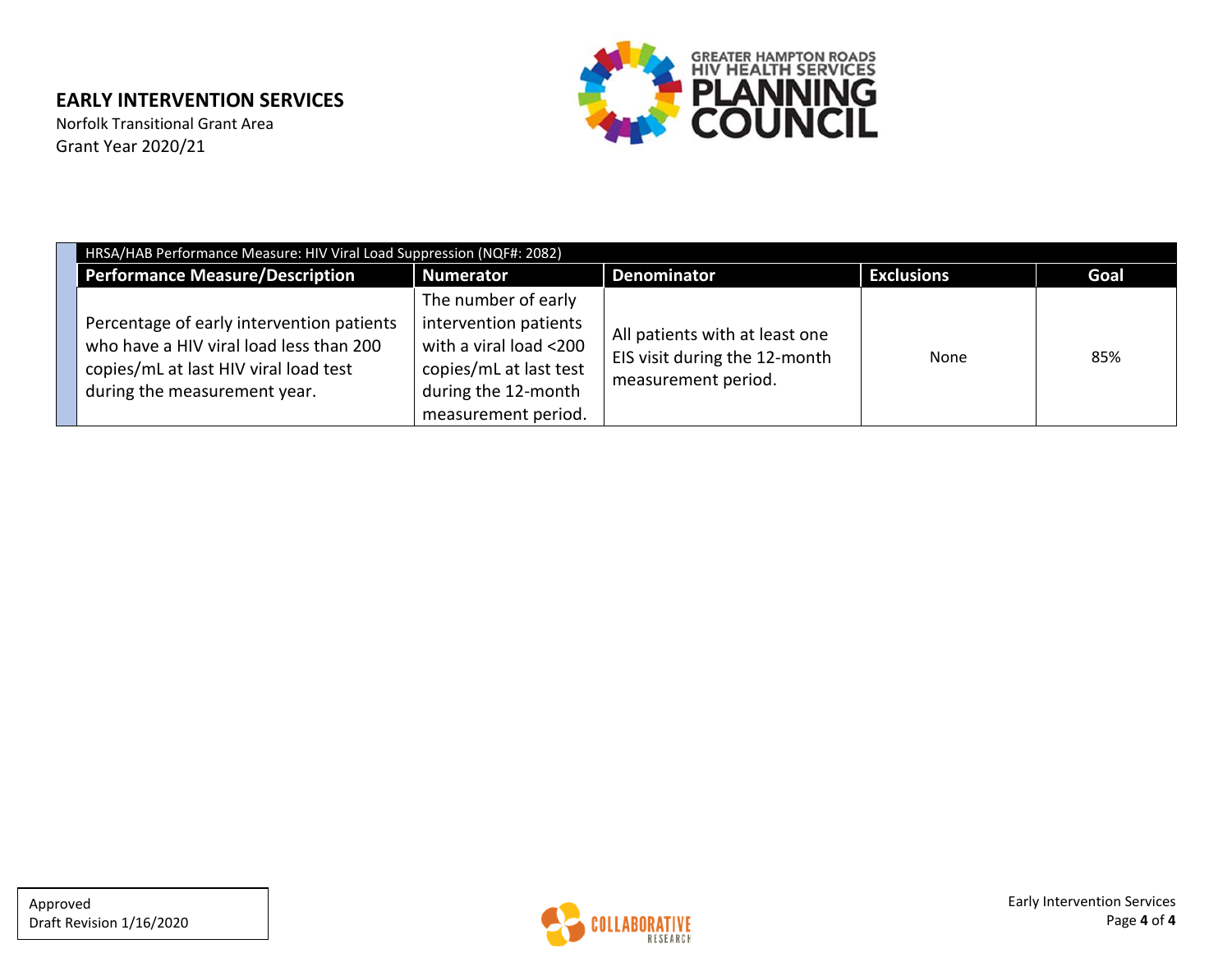**EARLY INTERVENTION SERVICES**

Norfolk Transitional Grant Area

Grant Year 2020/21

| HRSA/HAB Performance Measure: HIV Viral Load Suppression (NQF#: 2082) | | | | |
|---|---|---|---|---|
| **Performance Measure/Description** | **Numerator** | **Denominator** | **Exclusions** | **Goal** |
| Percentage of early intervention patients who have a HIV viral load less than 200 copies/mL at last HIV viral load test during the measurement year. | The number of early intervention patients with a viral load <200 copies/mL at last test during the 12-month measurement period. | All patients with at least one EIS visit during the 12-month measurement period. | None | 85% |

Approved
Draft Revision 1/16/2020